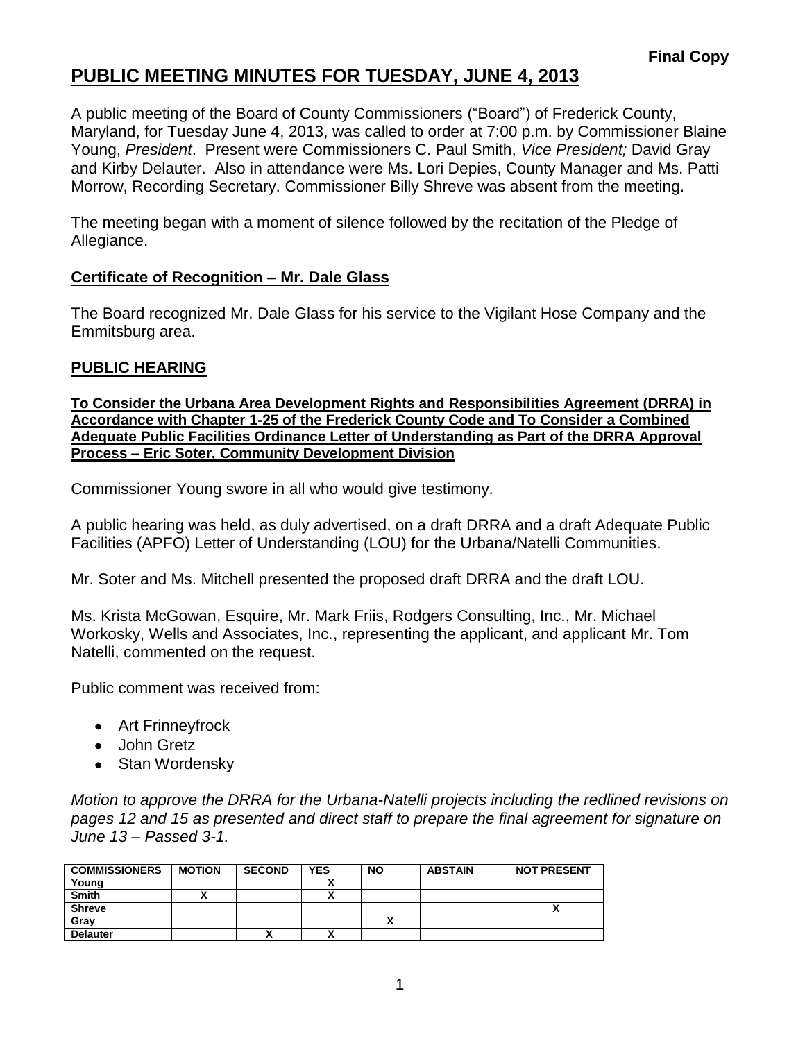**Final Copy**

# PUBLIC MEETING MINUTES FOR TUESDAY, JUNE 4, 2013

A public meeting of the Board of County Commissioners ("Board") of Frederick County, Maryland, for Tuesday June 4, 2013, was called to order at 7:00 p.m. by Commissioner Blaine Young, *President*. Present were Commissioners C. Paul Smith, *Vice President;* David Gray and Kirby Delauter. Also in attendance were Ms. Lori Depies, County Manager and Ms. Patti Morrow, Recording Secretary. Commissioner Billy Shreve was absent from the meeting.

The meeting began with a moment of silence followed by the recitation of the Pledge of Allegiance.

## Certificate of Recognition – Mr. Dale Glass

The Board recognized Mr. Dale Glass for his service to the Vigilant Hose Company and the Emmitsburg area.

## PUBLIC HEARING

**To Consider the Urbana Area Development Rights and Responsibilities Agreement (DRRA) in Accordance with Chapter 1-25 of the Frederick County Code and To Consider a Combined Adequate Public Facilities Ordinance Letter of Understanding as Part of the DRRA Approval Process – Eric Soter, Community Development Division**

Commissioner Young swore in all who would give testimony.

A public hearing was held, as duly advertised, on a draft DRRA and a draft Adequate Public Facilities (APFO) Letter of Understanding (LOU) for the Urbana/Natelli Communities.

Mr. Soter and Ms. Mitchell presented the proposed draft DRRA and the draft LOU.

Ms. Krista McGowan, Esquire, Mr. Mark Friis, Rodgers Consulting, Inc., Mr. Michael Workosky, Wells and Associates, Inc., representing the applicant, and applicant Mr. Tom Natelli, commented on the request.

Public comment was received from:

- Art Frinneyfrock
- John Gretz
- Stan Wordensky

*Motion to approve the DRRA for the Urbana-Natelli projects including the redlined revisions on pages 12 and 15 as presented and direct staff to prepare the final agreement for signature on June 13 – Passed 3-1.*

| COMMISSIONERS | MOTION | SECOND | YES | NO | ABSTAIN | NOT PRESENT |
|---|---|---|---|---|---|---|
| Young | | | X | | | |
| Smith | X | | X | | | |
| Shreve | | | | | | X |
| Gray | | | | X | | |
| Delauter | | X | X | | | |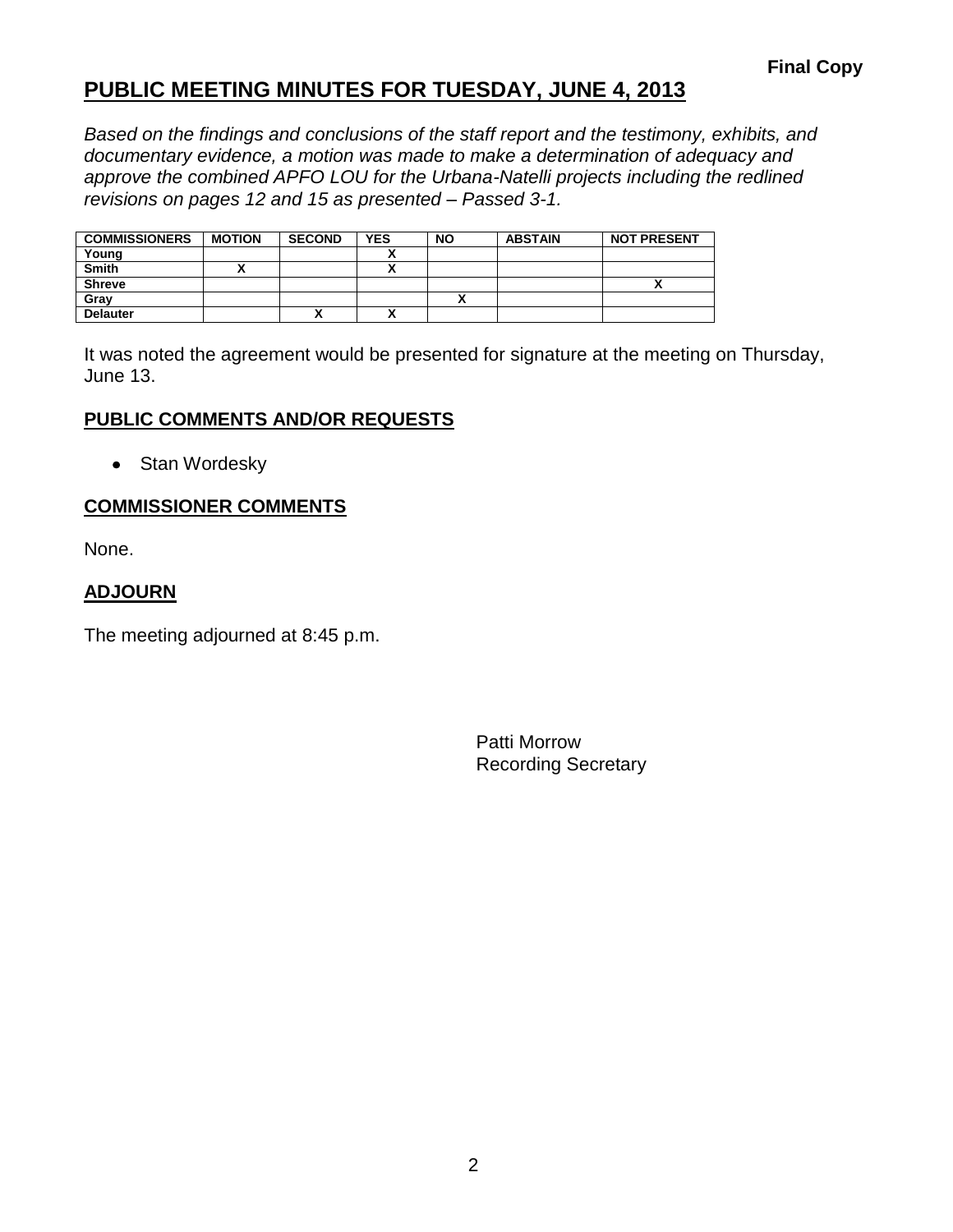**Final Copy**

# PUBLIC MEETING MINUTES FOR TUESDAY, JUNE 4, 2013

*Based on the findings and conclusions of the staff report and the testimony, exhibits, and documentary evidence, a motion was made to make a determination of adequacy and approve the combined APFO LOU for the Urbana-Natelli projects including the redlined revisions on pages 12 and 15 as presented – Passed 3-1.*

| COMMISSIONERS | MOTION | SECOND | YES | NO | ABSTAIN | NOT PRESENT |
|---|---|---|---|---|---|---|
| Young | | | X | | | |
| Smith | X | | X | | | |
| Shreve | | | | | | X |
| Gray | | | | X | | |
| Delauter | | X | X | | | |

It was noted the agreement would be presented for signature at the meeting on Thursday, June 13.

## PUBLIC COMMENTS AND/OR REQUESTS

- Stan Wordesky

## COMMISSIONER COMMENTS

None.

## ADJOURN

The meeting adjourned at 8:45 p.m.

Patti Morrow
Recording Secretary